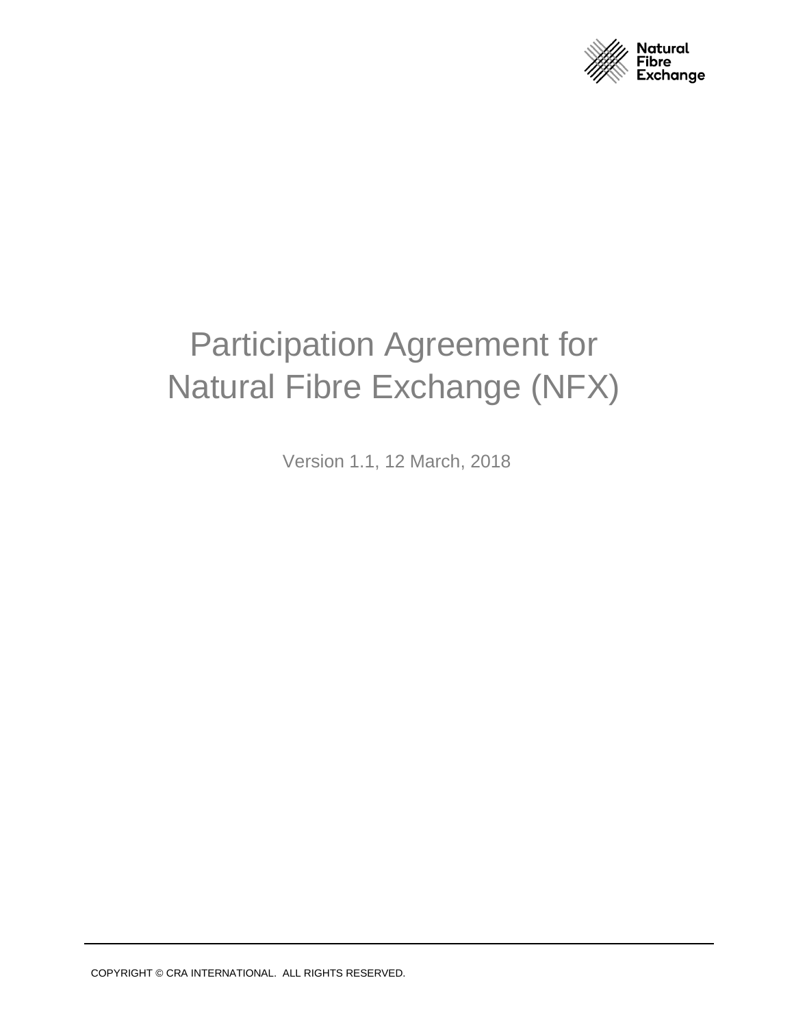Natural Fibre Exchange

# Participation Agreement for Natural Fibre Exchange (NFX)

Version 1.1, 12 March, 2018

COPYRIGHT © CRA INTERNATIONAL. ALL RIGHTS RESERVED.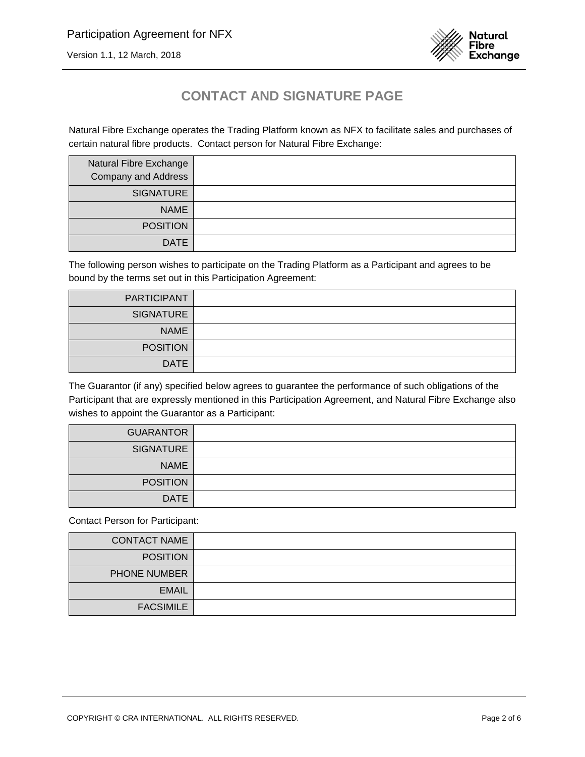# CONTACT AND SIGNATURE PAGE

Natural Fibre Exchange operates the Trading Platform known as NFX to facilitate sales and purchases of certain natural fibre products. Contact person for Natural Fibre Exchange:

| | |
|---|---|
| Natural Fibre Exchange Company and Address | |
| SIGNATURE | |
| NAME | |
| POSITION | |
| DATE | |

The following person wishes to participate on the Trading Platform as a Participant and agrees to be bound by the terms set out in this Participation Agreement:

| | |
|---|---|
| PARTICIPANT | |
| SIGNATURE | |
| NAME | |
| POSITION | |
| DATE | |

The Guarantor (if any) specified below agrees to guarantee the performance of such obligations of the Participant that are expressly mentioned in this Participation Agreement, and Natural Fibre Exchange also wishes to appoint the Guarantor as a Participant:

| | |
|---|---|
| GUARANTOR | |
| SIGNATURE | |
| NAME | |
| POSITION | |
| DATE | |

Contact Person for Participant:

| | |
|---|---|
| CONTACT NAME | |
| POSITION | |
| PHONE NUMBER | |
| EMAIL | |
| FACSIMILE | |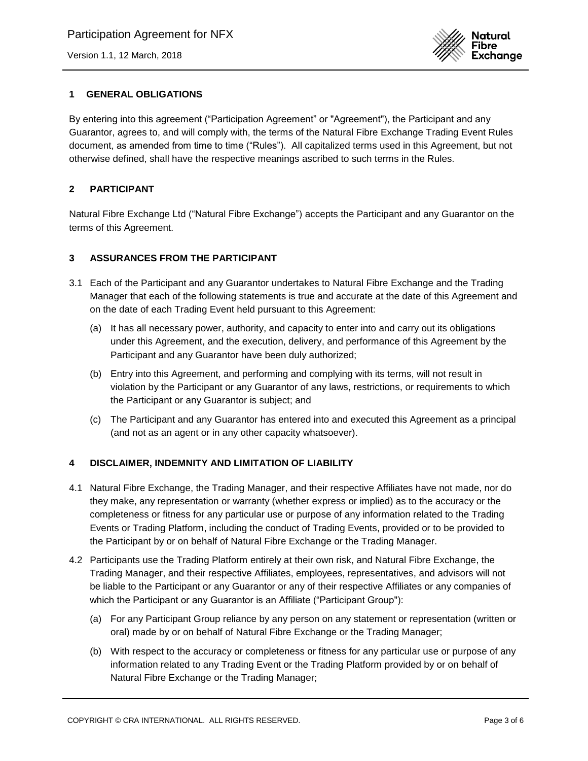## 1 GENERAL OBLIGATIONS

By entering into this agreement ("Participation Agreement" or "Agreement"), the Participant and any Guarantor, agrees to, and will comply with, the terms of the Natural Fibre Exchange Trading Event Rules document, as amended from time to time ("Rules"). All capitalized terms used in this Agreement, but not otherwise defined, shall have the respective meanings ascribed to such terms in the Rules.

## 2 PARTICIPANT

Natural Fibre Exchange Ltd ("Natural Fibre Exchange") accepts the Participant and any Guarantor on the terms of this Agreement.

## 3 ASSURANCES FROM THE PARTICIPANT

3.1 Each of the Participant and any Guarantor undertakes to Natural Fibre Exchange and the Trading Manager that each of the following statements is true and accurate at the date of this Agreement and on the date of each Trading Event held pursuant to this Agreement:

(a) It has all necessary power, authority, and capacity to enter into and carry out its obligations under this Agreement, and the execution, delivery, and performance of this Agreement by the Participant and any Guarantor have been duly authorized;

(b) Entry into this Agreement, and performing and complying with its terms, will not result in violation by the Participant or any Guarantor of any laws, restrictions, or requirements to which the Participant or any Guarantor is subject; and

(c) The Participant and any Guarantor has entered into and executed this Agreement as a principal (and not as an agent or in any other capacity whatsoever).

## 4 DISCLAIMER, INDEMNITY AND LIMITATION OF LIABILITY

4.1 Natural Fibre Exchange, the Trading Manager, and their respective Affiliates have not made, nor do they make, any representation or warranty (whether express or implied) as to the accuracy or the completeness or fitness for any particular use or purpose of any information related to the Trading Events or Trading Platform, including the conduct of Trading Events, provided or to be provided to the Participant by or on behalf of Natural Fibre Exchange or the Trading Manager.

4.2 Participants use the Trading Platform entirely at their own risk, and Natural Fibre Exchange, the Trading Manager, and their respective Affiliates, employees, representatives, and advisors will not be liable to the Participant or any Guarantor or any of their respective Affiliates or any companies of which the Participant or any Guarantor is an Affiliate ("Participant Group"):

(a) For any Participant Group reliance by any person on any statement or representation (written or oral) made by or on behalf of Natural Fibre Exchange or the Trading Manager;

(b) With respect to the accuracy or completeness or fitness for any particular use or purpose of any information related to any Trading Event or the Trading Platform provided by or on behalf of Natural Fibre Exchange or the Trading Manager;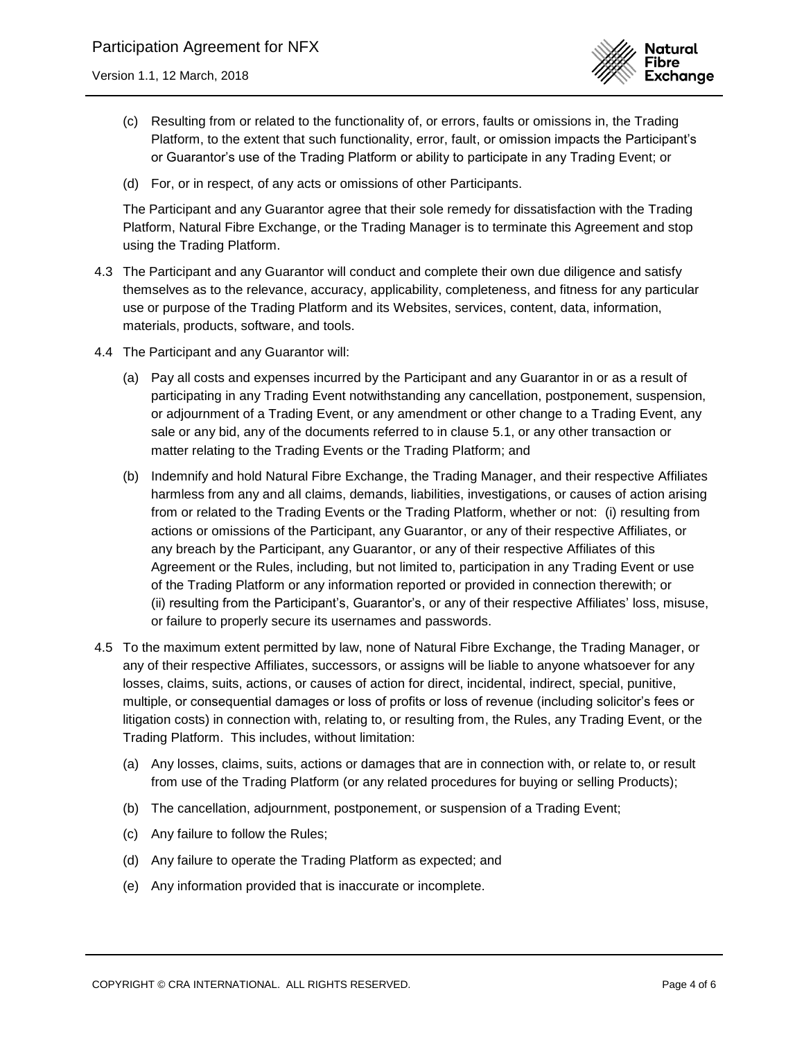(c) Resulting from or related to the functionality of, or errors, faults or omissions in, the Trading Platform, to the extent that such functionality, error, fault, or omission impacts the Participant's or Guarantor's use of the Trading Platform or ability to participate in any Trading Event; or

(d) For, or in respect, of any acts or omissions of other Participants.

The Participant and any Guarantor agree that their sole remedy for dissatisfaction with the Trading Platform, Natural Fibre Exchange, or the Trading Manager is to terminate this Agreement and stop using the Trading Platform.

4.3 The Participant and any Guarantor will conduct and complete their own due diligence and satisfy themselves as to the relevance, accuracy, applicability, completeness, and fitness for any particular use or purpose of the Trading Platform and its Websites, services, content, data, information, materials, products, software, and tools.

4.4 The Participant and any Guarantor will:

(a) Pay all costs and expenses incurred by the Participant and any Guarantor in or as a result of participating in any Trading Event notwithstanding any cancellation, postponement, suspension, or adjournment of a Trading Event, or any amendment or other change to a Trading Event, any sale or any bid, any of the documents referred to in clause 5.1, or any other transaction or matter relating to the Trading Events or the Trading Platform; and

(b) Indemnify and hold Natural Fibre Exchange, the Trading Manager, and their respective Affiliates harmless from any and all claims, demands, liabilities, investigations, or causes of action arising from or related to the Trading Events or the Trading Platform, whether or not: (i) resulting from actions or omissions of the Participant, any Guarantor, or any of their respective Affiliates, or any breach by the Participant, any Guarantor, or any of their respective Affiliates of this Agreement or the Rules, including, but not limited to, participation in any Trading Event or use of the Trading Platform or any information reported or provided in connection therewith; or (ii) resulting from the Participant's, Guarantor's, or any of their respective Affiliates' loss, misuse, or failure to properly secure its usernames and passwords.

4.5 To the maximum extent permitted by law, none of Natural Fibre Exchange, the Trading Manager, or any of their respective Affiliates, successors, or assigns will be liable to anyone whatsoever for any losses, claims, suits, actions, or causes of action for direct, incidental, indirect, special, punitive, multiple, or consequential damages or loss of profits or loss of revenue (including solicitor's fees or litigation costs) in connection with, relating to, or resulting from, the Rules, any Trading Event, or the Trading Platform. This includes, without limitation:

(a) Any losses, claims, suits, actions or damages that are in connection with, or relate to, or result from use of the Trading Platform (or any related procedures for buying or selling Products);

(b) The cancellation, adjournment, postponement, or suspension of a Trading Event;

(c) Any failure to follow the Rules;

(d) Any failure to operate the Trading Platform as expected; and

(e) Any information provided that is inaccurate or incomplete.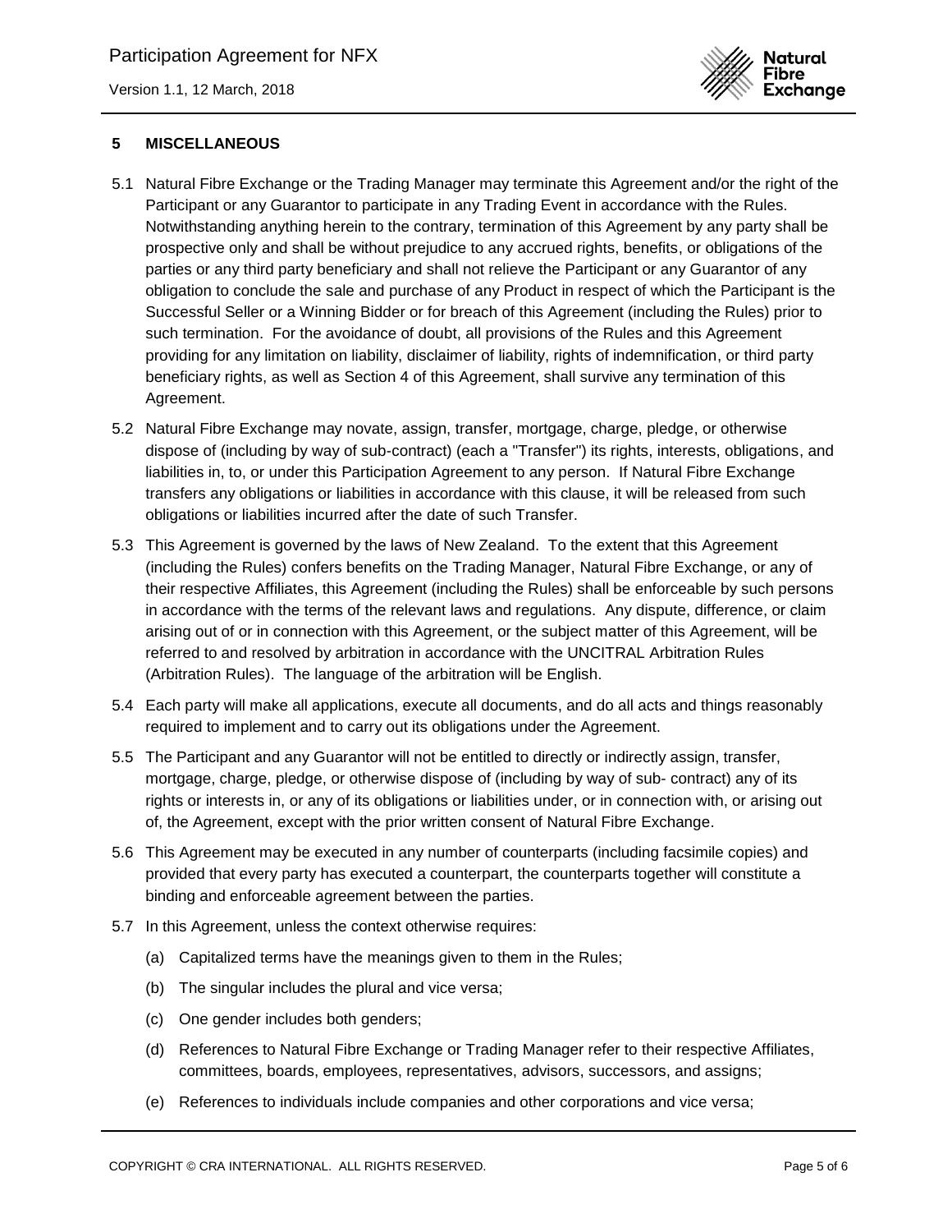## 5 MISCELLANEOUS

5.1 Natural Fibre Exchange or the Trading Manager may terminate this Agreement and/or the right of the Participant or any Guarantor to participate in any Trading Event in accordance with the Rules. Notwithstanding anything herein to the contrary, termination of this Agreement by any party shall be prospective only and shall be without prejudice to any accrued rights, benefits, or obligations of the parties or any third party beneficiary and shall not relieve the Participant or any Guarantor of any obligation to conclude the sale and purchase of any Product in respect of which the Participant is the Successful Seller or a Winning Bidder or for breach of this Agreement (including the Rules) prior to such termination. For the avoidance of doubt, all provisions of the Rules and this Agreement providing for any limitation on liability, disclaimer of liability, rights of indemnification, or third party beneficiary rights, as well as Section 4 of this Agreement, shall survive any termination of this Agreement.

5.2 Natural Fibre Exchange may novate, assign, transfer, mortgage, charge, pledge, or otherwise dispose of (including by way of sub-contract) (each a "Transfer") its rights, interests, obligations, and liabilities in, to, or under this Participation Agreement to any person. If Natural Fibre Exchange transfers any obligations or liabilities in accordance with this clause, it will be released from such obligations or liabilities incurred after the date of such Transfer.

5.3 This Agreement is governed by the laws of New Zealand. To the extent that this Agreement (including the Rules) confers benefits on the Trading Manager, Natural Fibre Exchange, or any of their respective Affiliates, this Agreement (including the Rules) shall be enforceable by such persons in accordance with the terms of the relevant laws and regulations. Any dispute, difference, or claim arising out of or in connection with this Agreement, or the subject matter of this Agreement, will be referred to and resolved by arbitration in accordance with the UNCITRAL Arbitration Rules (Arbitration Rules). The language of the arbitration will be English.

5.4 Each party will make all applications, execute all documents, and do all acts and things reasonably required to implement and to carry out its obligations under the Agreement.

5.5 The Participant and any Guarantor will not be entitled to directly or indirectly assign, transfer, mortgage, charge, pledge, or otherwise dispose of (including by way of sub- contract) any of its rights or interests in, or any of its obligations or liabilities under, or in connection with, or arising out of, the Agreement, except with the prior written consent of Natural Fibre Exchange.

5.6 This Agreement may be executed in any number of counterparts (including facsimile copies) and provided that every party has executed a counterpart, the counterparts together will constitute a binding and enforceable agreement between the parties.

5.7 In this Agreement, unless the context otherwise requires:

(a) Capitalized terms have the meanings given to them in the Rules;

(b) The singular includes the plural and vice versa;

(c) One gender includes both genders;

(d) References to Natural Fibre Exchange or Trading Manager refer to their respective Affiliates, committees, boards, employees, representatives, advisors, successors, and assigns;

(e) References to individuals include companies and other corporations and vice versa;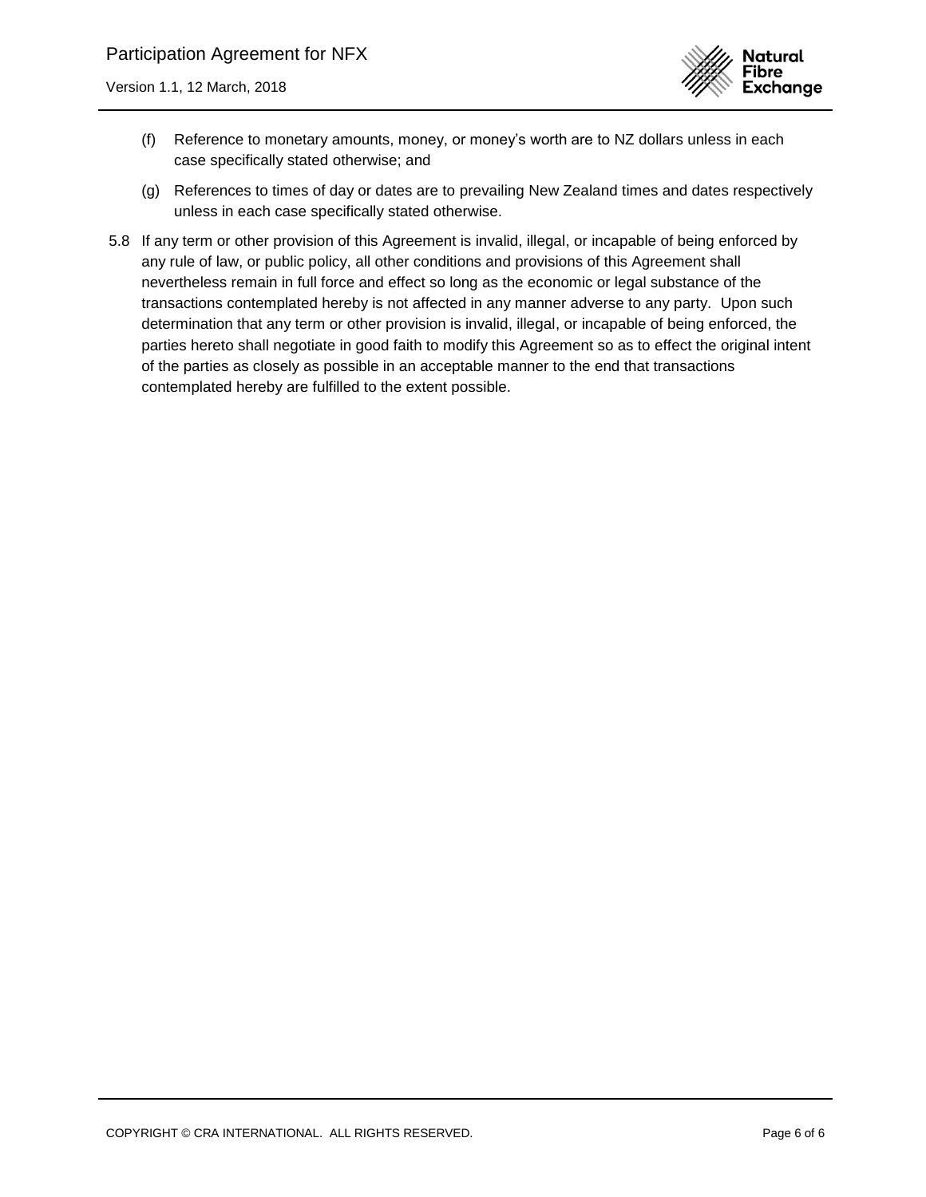(f) Reference to monetary amounts, money, or money's worth are to NZ dollars unless in each case specifically stated otherwise; and

(g) References to times of day or dates are to prevailing New Zealand times and dates respectively unless in each case specifically stated otherwise.

5.8 If any term or other provision of this Agreement is invalid, illegal, or incapable of being enforced by any rule of law, or public policy, all other conditions and provisions of this Agreement shall nevertheless remain in full force and effect so long as the economic or legal substance of the transactions contemplated hereby is not affected in any manner adverse to any party. Upon such determination that any term or other provision is invalid, illegal, or incapable of being enforced, the parties hereto shall negotiate in good faith to modify this Agreement so as to effect the original intent of the parties as closely as possible in an acceptable manner to the end that transactions contemplated hereby are fulfilled to the extent possible.